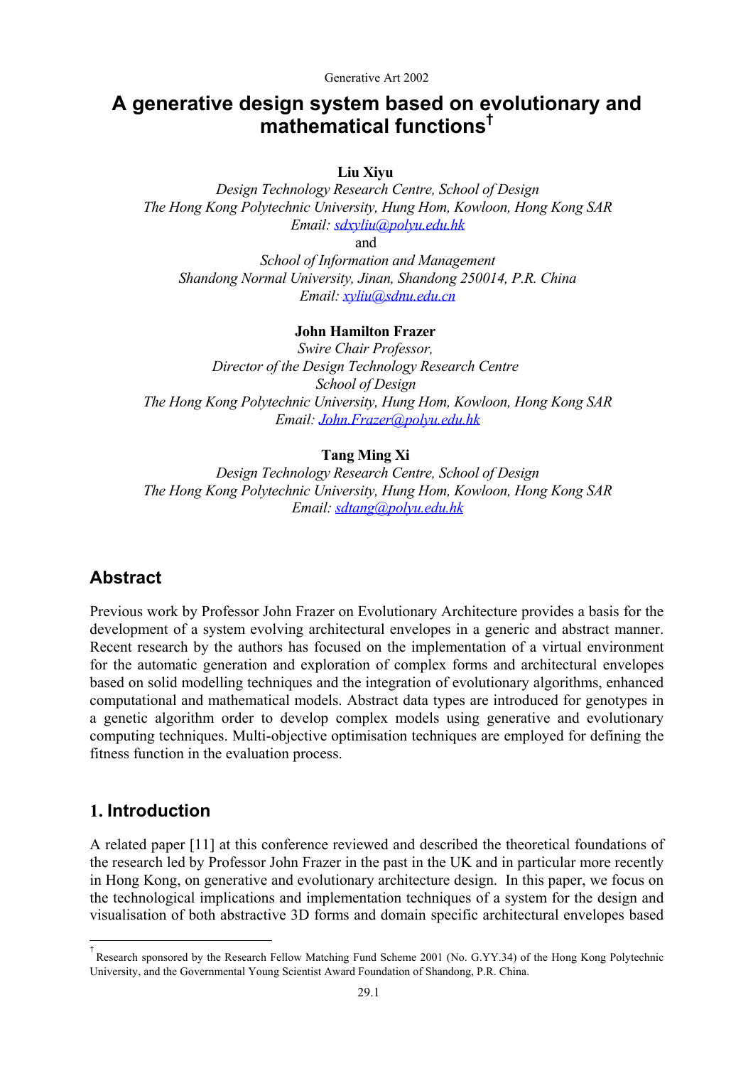Generative Art 2002

# A generative design system based on evolutionary and mathematical functions[†]

**Liu Xiyu**
*Design Technology Research Centre, School of Design*
*The Hong Kong Polytechnic University, Hung Hom, Kowloon, Hong Kong SAR*
*Email: sdxyliu@polyu.edu.hk*
and
*School of Information and Management*
*Shandong Normal University, Jinan, Shandong 250014, P.R. China*
*Email: xyliu@sdnu.edu.cn*

**John Hamilton Frazer**
*Swire Chair Professor,*
*Director of the Design Technology Research Centre*
*School of Design*
*The Hong Kong Polytechnic University, Hung Hom, Kowloon, Hong Kong SAR*
*Email: John.Frazer@polyu.edu.hk*

**Tang Ming Xi**
*Design Technology Research Centre, School of Design*
*The Hong Kong Polytechnic University, Hung Hom, Kowloon, Hong Kong SAR*
*Email: sdtang@polyu.edu.hk*

## Abstract

Previous work by Professor John Frazer on Evolutionary Architecture provides a basis for the development of a system evolving architectural envelopes in a generic and abstract manner. Recent research by the authors has focused on the implementation of a virtual environment for the automatic generation and exploration of complex forms and architectural envelopes based on solid modelling techniques and the integration of evolutionary algorithms, enhanced computational and mathematical models. Abstract data types are introduced for genotypes in a genetic algorithm order to develop complex models using generative and evolutionary computing techniques. Multi-objective optimisation techniques are employed for defining the fitness function in the evaluation process.

## 1. Introduction

A related paper [11] at this conference reviewed and described the theoretical foundations of the research led by Professor John Frazer in the past in the UK and in particular more recently in Hong Kong, on generative and evolutionary architecture design. In this paper, we focus on the technological implications and implementation techniques of a system for the design and visualisation of both abstractive 3D forms and domain specific architectural envelopes based

[†] Research sponsored by the Research Fellow Matching Fund Scheme 2001 (No. G.YY.34) of the Hong Kong Polytechnic University, and the Governmental Young Scientist Award Foundation of Shandong, P.R. China.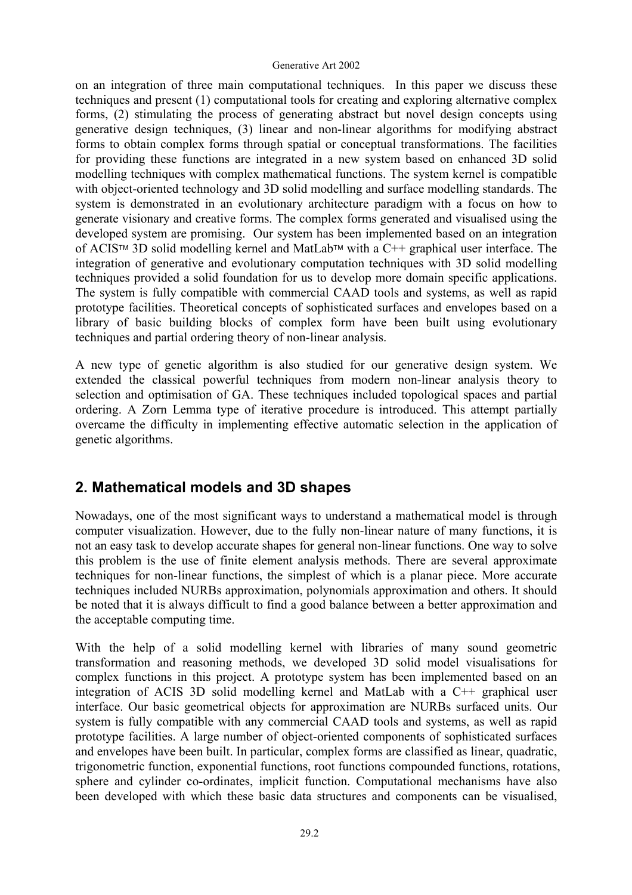on an integration of three main computational techniques. In this paper we discuss these techniques and present (1) computational tools for creating and exploring alternative complex forms, (2) stimulating the process of generating abstract but novel design concepts using generative design techniques, (3) linear and non-linear algorithms for modifying abstract forms to obtain complex forms through spatial or conceptual transformations. The facilities for providing these functions are integrated in a new system based on enhanced 3D solid modelling techniques with complex mathematical functions. The system kernel is compatible with object-oriented technology and 3D solid modelling and surface modelling standards. The system is demonstrated in an evolutionary architecture paradigm with a focus on how to generate visionary and creative forms. The complex forms generated and visualised using the developed system are promising. Our system has been implemented based on an integration of ACIS™ 3D solid modelling kernel and MatLab™ with a C++ graphical user interface. The integration of generative and evolutionary computation techniques with 3D solid modelling techniques provided a solid foundation for us to develop more domain specific applications. The system is fully compatible with commercial CAAD tools and systems, as well as rapid prototype facilities. Theoretical concepts of sophisticated surfaces and envelopes based on a library of basic building blocks of complex form have been built using evolutionary techniques and partial ordering theory of non-linear analysis.

A new type of genetic algorithm is also studied for our generative design system. We extended the classical powerful techniques from modern non-linear analysis theory to selection and optimisation of GA. These techniques included topological spaces and partial ordering. A Zorn Lemma type of iterative procedure is introduced. This attempt partially overcame the difficulty in implementing effective automatic selection in the application of genetic algorithms.

## 2. Mathematical models and 3D shapes

Nowadays, one of the most significant ways to understand a mathematical model is through computer visualization. However, due to the fully non-linear nature of many functions, it is not an easy task to develop accurate shapes for general non-linear functions. One way to solve this problem is the use of finite element analysis methods. There are several approximate techniques for non-linear functions, the simplest of which is a planar piece. More accurate techniques included NURBs approximation, polynomials approximation and others. It should be noted that it is always difficult to find a good balance between a better approximation and the acceptable computing time.

With the help of a solid modelling kernel with libraries of many sound geometric transformation and reasoning methods, we developed 3D solid model visualisations for complex functions in this project. A prototype system has been implemented based on an integration of ACIS 3D solid modelling kernel and MatLab with a C++ graphical user interface. Our basic geometrical objects for approximation are NURBs surfaced units. Our system is fully compatible with any commercial CAAD tools and systems, as well as rapid prototype facilities. A large number of object-oriented components of sophisticated surfaces and envelopes have been built. In particular, complex forms are classified as linear, quadratic, trigonometric function, exponential functions, root functions compounded functions, rotations, sphere and cylinder co-ordinates, implicit function. Computational mechanisms have also been developed with which these basic data structures and components can be visualised,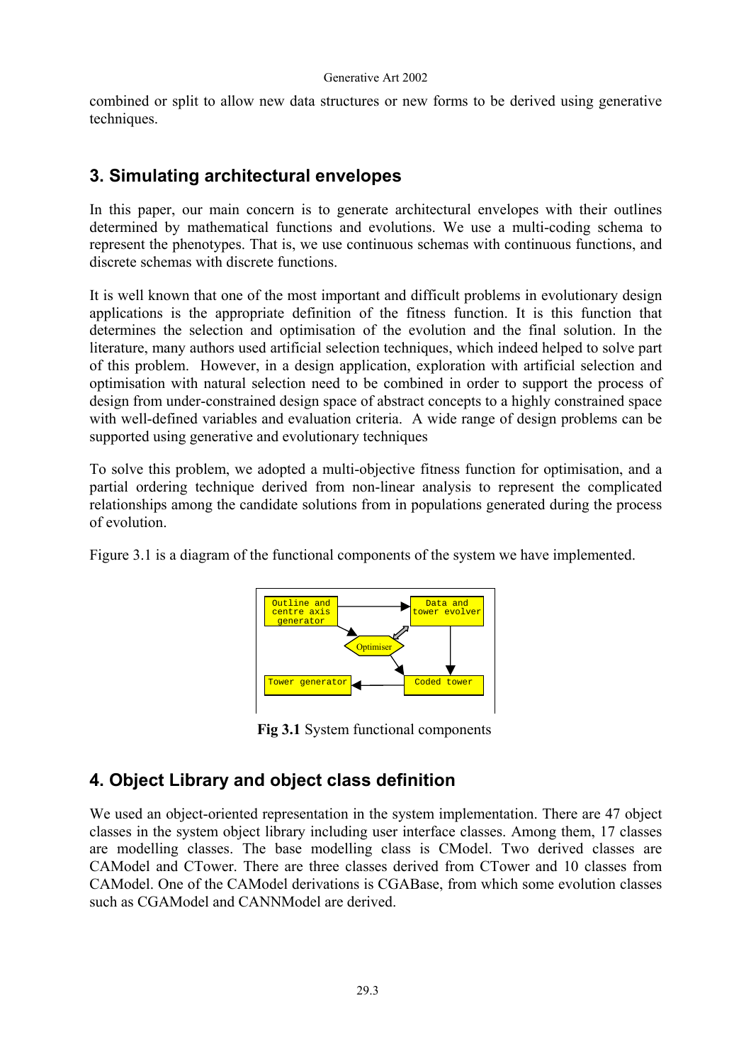combined or split to allow new data structures or new forms to be derived using generative techniques.

## 3. Simulating architectural envelopes

In this paper, our main concern is to generate architectural envelopes with their outlines determined by mathematical functions and evolutions. We use a multi-coding schema to represent the phenotypes. That is, we use continuous schemas with continuous functions, and discrete schemas with discrete functions.

It is well known that one of the most important and difficult problems in evolutionary design applications is the appropriate definition of the fitness function. It is this function that determines the selection and optimisation of the evolution and the final solution. In the literature, many authors used artificial selection techniques, which indeed helped to solve part of this problem. However, in a design application, exploration with artificial selection and optimisation with natural selection need to be combined in order to support the process of design from under-constrained design space of abstract concepts to a highly constrained space with well-defined variables and evaluation criteria. A wide range of design problems can be supported using generative and evolutionary techniques

To solve this problem, we adopted a multi-objective fitness function for optimisation, and a partial ordering technique derived from non-linear analysis to represent the complicated relationships among the candidate solutions from in populations generated during the process of evolution.

Figure 3.1 is a diagram of the functional components of the system we have implemented.

Outline and centre axis generator → Data and tower evolver; Outline and centre axis generator → Optimiser; Optimiser ⇔ Data and tower evolver; Data and tower evolver → Coded tower; Optimiser → Coded tower; Coded tower → Tower generator

**Fig 3.1** System functional components

## 4. Object Library and object class definition

We used an object-oriented representation in the system implementation. There are 47 object classes in the system object library including user interface classes. Among them, 17 classes are modelling classes. The base modelling class is CModel. Two derived classes are CAModel and CTower. There are three classes derived from CTower and 10 classes from CAModel. One of the CAModel derivations is CGABase, from which some evolution classes such as CGAModel and CANNModel are derived.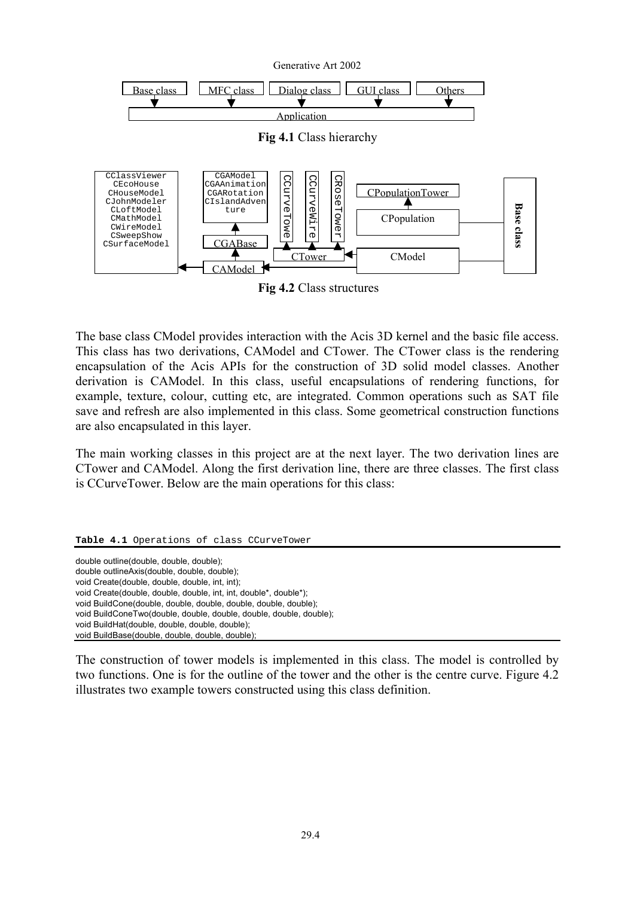Fig 4.1 Class hierarchy

Fig 4.2 Class structures

The base class CModel provides interaction with the Acis 3D kernel and the basic file access. This class has two derivations, CAModel and CTower. The CTower class is the rendering encapsulation of the Acis APIs for the construction of 3D solid model classes. Another derivation is CAModel. In this class, useful encapsulations of rendering functions, for example, texture, colour, cutting etc, are integrated. Common operations such as SAT file save and refresh are also implemented in this class. Some geometrical construction functions are also encapsulated in this layer.

The main working classes in this project are at the next layer. The two derivation lines are CTower and CAModel. Along the first derivation line, there are three classes. The first class is CCurveTower. Below are the main operations for this class:

**Table 4.1** Operations of class CCurveTower

```
double outline(double, double, double);
double outlineAxis(double, double, double);
void Create(double, double, double, int, int);
void Create(double, double, double, int, int, double*, double*);
void BuildCone(double, double, double, double, double, double);
void BuildConeTwo(double, double, double, double, double, double);
void BuildHat(double, double, double, double);
void BuildBase(double, double, double, double);
```

The construction of tower models is implemented in this class. The model is controlled by two functions. One is for the outline of the tower and the other is the centre curve. Figure 4.2 illustrates two example towers constructed using this class definition.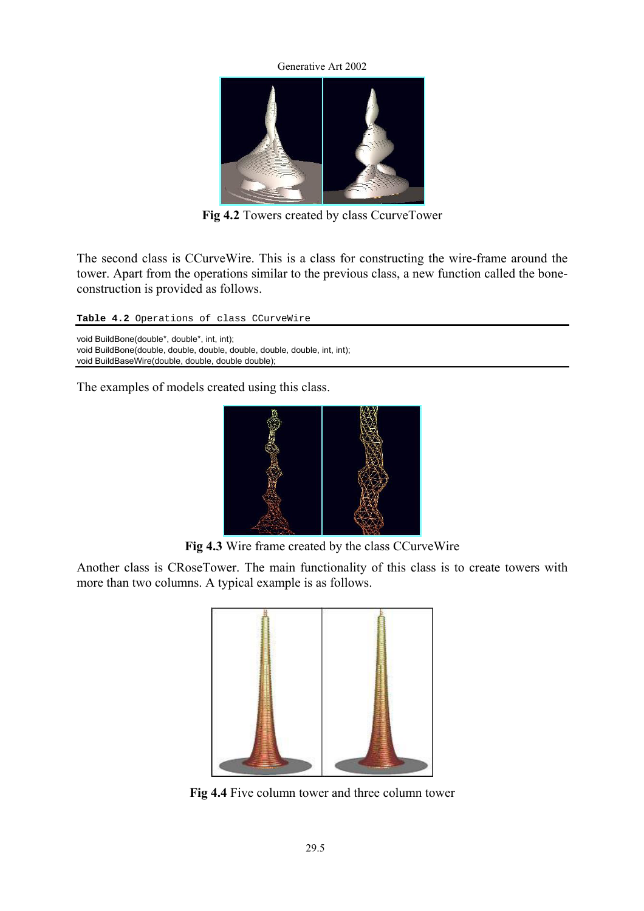**Fig 4.2** Towers created by class CcurveTower

The second class is CCurveWire. This is a class for constructing the wire-frame around the tower. Apart from the operations similar to the previous class, a new function called the bone-construction is provided as follows.

**Table 4.2** Operations of class CCurveWire

```
void BuildBone(double*, double*, int, int);
void BuildBone(double, double, double, double, double, double, int, int);
void BuildBaseWire(double, double, double double);
```

The examples of models created using this class.

**Fig 4.3** Wire frame created by the class CCurveWire

Another class is CRoseTower. The main functionality of this class is to create towers with more than two columns. A typical example is as follows.

**Fig 4.4** Five column tower and three column tower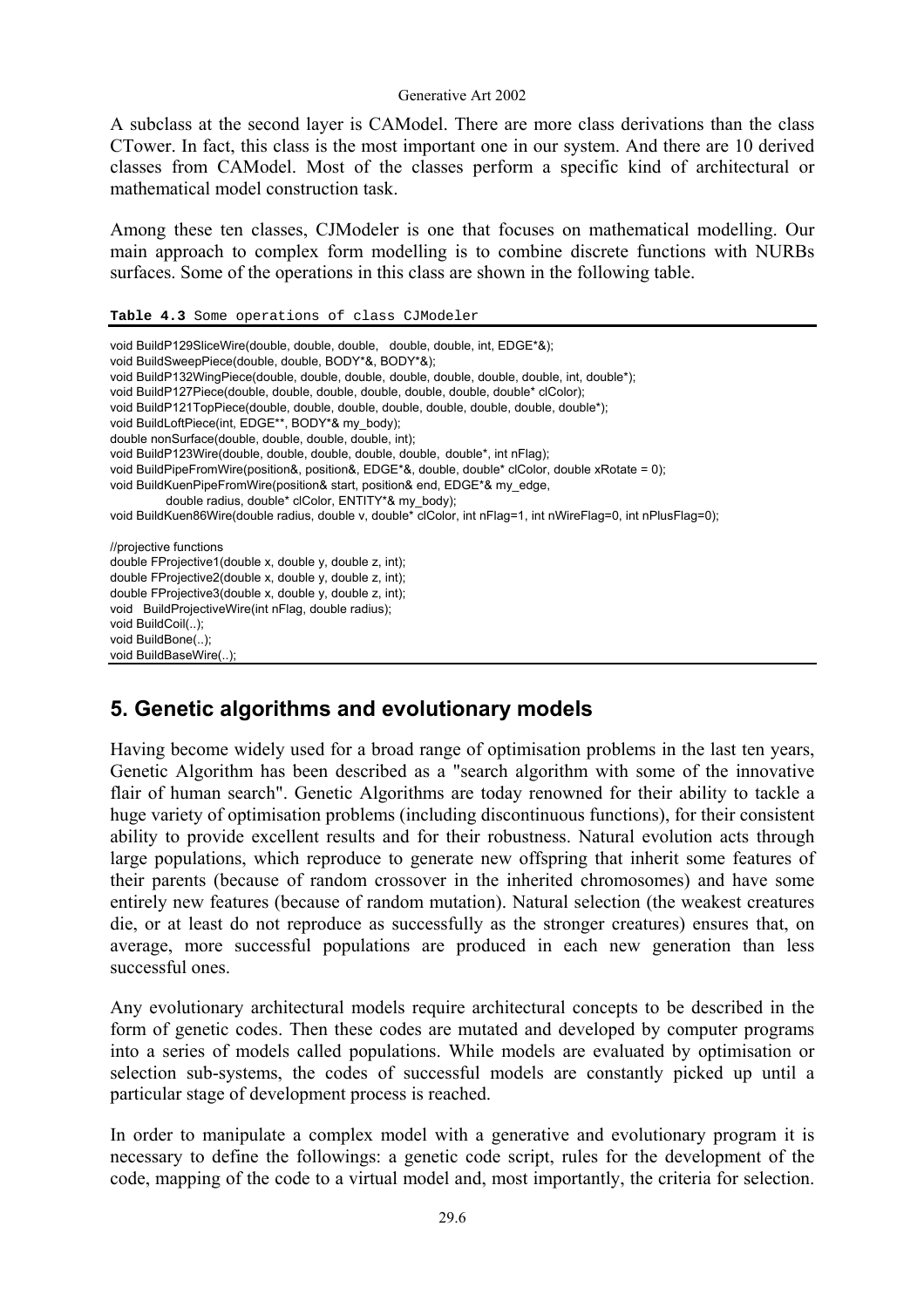A subclass at the second layer is CAModel. There are more class derivations than the class CTower. In fact, this class is the most important one in our system. And there are 10 derived classes from CAModel. Most of the classes perform a specific kind of architectural or mathematical model construction task.

Among these ten classes, CJModeler is one that focuses on mathematical modelling. Our main approach to complex form modelling is to combine discrete functions with NURBs surfaces. Some of the operations in this class are shown in the following table.

**Table 4.3** Some operations of class CJModeler

```
void BuildP129SliceWire(double, double, double,   double, double, int, EDGE*&);
void BuildSweepPiece(double, double, BODY*&, BODY*&);
void BuildP132WingPiece(double, double, double, double, double, double, double, int, double*);
void BuildP127Piece(double, double, double, double, double, double, double* clColor);
void BuildP121TopPiece(double, double, double, double, double, double, double, double*);
void BuildLoftPiece(int, EDGE**, BODY*& my_body);
double nonSurface(double, double, double, double, int);
void BuildP123Wire(double, double, double, double, double,  double*, int nFlag);
void BuildPipeFromWire(position&, position&, EDGE*&, double, double* clColor, double xRotate = 0);
void BuildKuenPipeFromWire(position& start, position& end, EDGE*& my_edge,
        double radius, double* clColor, ENTITY*& my_body);
void BuildKuen86Wire(double radius, double v, double* clColor, int nFlag=1, int nWireFlag=0, int nPlusFlag=0);

//projective functions
double FProjective1(double x, double y, double z, int);
double FProjective2(double x, double y, double z, int);
double FProjective3(double x, double y, double z, int);
void   BuildProjectiveWire(int nFlag, double radius);
void BuildCoil(..);
void BuildBone(..);
void BuildBaseWire(..);
```

## 5. Genetic algorithms and evolutionary models

Having become widely used for a broad range of optimisation problems in the last ten years, Genetic Algorithm has been described as a "search algorithm with some of the innovative flair of human search". Genetic Algorithms are today renowned for their ability to tackle a huge variety of optimisation problems (including discontinuous functions), for their consistent ability to provide excellent results and for their robustness. Natural evolution acts through large populations, which reproduce to generate new offspring that inherit some features of their parents (because of random crossover in the inherited chromosomes) and have some entirely new features (because of random mutation). Natural selection (the weakest creatures die, or at least do not reproduce as successfully as the stronger creatures) ensures that, on average, more successful populations are produced in each new generation than less successful ones.

Any evolutionary architectural models require architectural concepts to be described in the form of genetic codes. Then these codes are mutated and developed by computer programs into a series of models called populations. While models are evaluated by optimisation or selection sub-systems, the codes of successful models are constantly picked up until a particular stage of development process is reached.

In order to manipulate a complex model with a generative and evolutionary program it is necessary to define the followings: a genetic code script, rules for the development of the code, mapping of the code to a virtual model and, most importantly, the criteria for selection.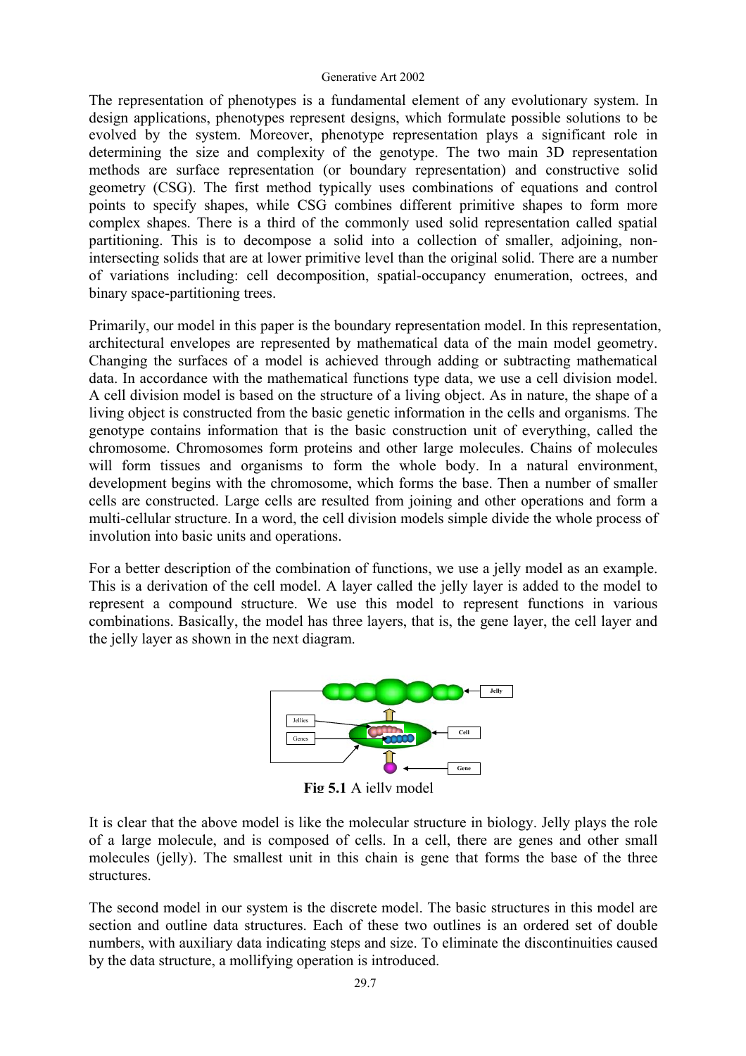The representation of phenotypes is a fundamental element of any evolutionary system. In design applications, phenotypes represent designs, which formulate possible solutions to be evolved by the system. Moreover, phenotype representation plays a significant role in determining the size and complexity of the genotype. The two main 3D representation methods are surface representation (or boundary representation) and constructive solid geometry (CSG). The first method typically uses combinations of equations and control points to specify shapes, while CSG combines different primitive shapes to form more complex shapes. There is a third of the commonly used solid representation called spatial partitioning. This is to decompose a solid into a collection of smaller, adjoining, non-intersecting solids that are at lower primitive level than the original solid. There are a number of variations including: cell decomposition, spatial-occupancy enumeration, octrees, and binary space-partitioning trees.

Primarily, our model in this paper is the boundary representation model. In this representation, architectural envelopes are represented by mathematical data of the main model geometry. Changing the surfaces of a model is achieved through adding or subtracting mathematical data. In accordance with the mathematical functions type data, we use a cell division model. A cell division model is based on the structure of a living object. As in nature, the shape of a living object is constructed from the basic genetic information in the cells and organisms. The genotype contains information that is the basic construction unit of everything, called the chromosome. Chromosomes form proteins and other large molecules. Chains of molecules will form tissues and organisms to form the whole body. In a natural environment, development begins with the chromosome, which forms the base. Then a number of smaller cells are constructed. Large cells are resulted from joining and other operations and form a multi-cellular structure. In a word, the cell division models simple divide the whole process of involution into basic units and operations.

For a better description of the combination of functions, we use a jelly model as an example. This is a derivation of the cell model. A layer called the jelly layer is added to the model to represent a compound structure. We use this model to represent functions in various combinations. Basically, the model has three layers, that is, the gene layer, the cell layer and the jelly layer as shown in the next diagram.

Jelly

Jellies

Genes

Cell

Gene

**Fig 5.1** A jelly model

It is clear that the above model is like the molecular structure in biology. Jelly plays the role of a large molecule, and is composed of cells. In a cell, there are genes and other small molecules (jelly). The smallest unit in this chain is gene that forms the base of the three structures.

The second model in our system is the discrete model. The basic structures in this model are section and outline data structures. Each of these two outlines is an ordered set of double numbers, with auxiliary data indicating steps and size. To eliminate the discontinuities caused by the data structure, a mollifying operation is introduced.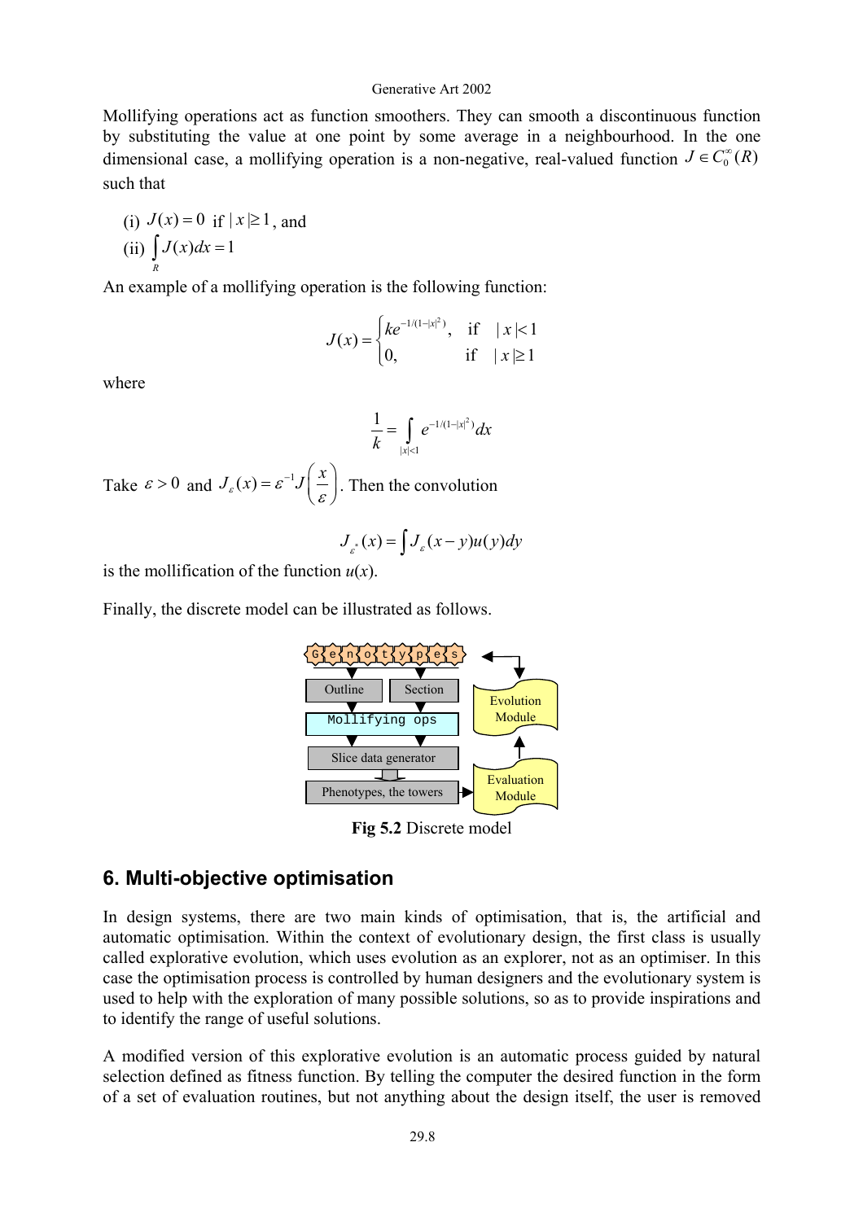Mollifying operations act as function smoothers. They can smooth a discontinuous function by substituting the value at one point by some average in a neighbourhood. In the one dimensional case, a mollifying operation is a non-negative, real-valued function $J \in C_0^\infty(R)$ such that

(i) $J(x) = 0$ if $|x| \geq 1$, and
(ii) $\int_R J(x)dx = 1$

An example of a mollifying operation is the following function:

$$J(x) = \begin{cases} ke^{-1/(1-|x|^2)}, & \text{if} \quad |x| < 1 \\ 0, & \text{if} \quad |x| \geq 1 \end{cases}$$

where

$$\frac{1}{k} = \int_{|x|<1} e^{-1/(1-|x|^2)} dx$$

Take $\varepsilon > 0$ and $J_\varepsilon(x) = \varepsilon^{-1} J\left(\frac{x}{\varepsilon}\right)$. Then the convolution

$$J_{\varepsilon^*}(x) = \int J_\varepsilon(x-y)u(y)dy$$

is the mollification of the function $u(x)$.

Finally, the discrete model can be illustrated as follows.

**Fig 5.2** Discrete model

## 6. Multi-objective optimisation

In design systems, there are two main kinds of optimisation, that is, the artificial and automatic optimisation. Within the context of evolutionary design, the first class is usually called explorative evolution, which uses evolution as an explorer, not as an optimiser. In this case the optimisation process is controlled by human designers and the evolutionary system is used to help with the exploration of many possible solutions, so as to provide inspirations and to identify the range of useful solutions.

A modified version of this explorative evolution is an automatic process guided by natural selection defined as fitness function. By telling the computer the desired function in the form of a set of evaluation routines, but not anything about the design itself, the user is removed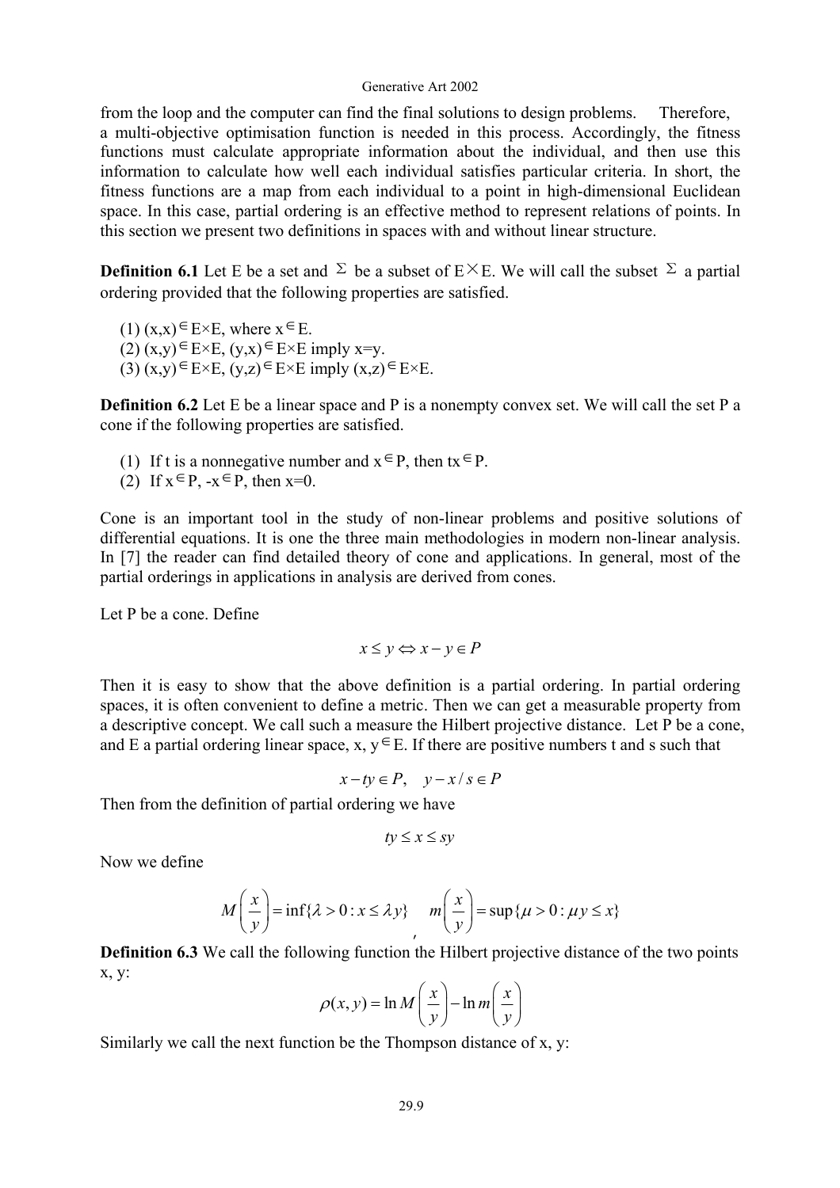from the loop and the computer can find the final solutions to design problems. Therefore, a multi-objective optimisation function is needed in this process. Accordingly, the fitness functions must calculate appropriate information about the individual, and then use this information to calculate how well each individual satisfies particular criteria. In short, the fitness functions are a map from each individual to a point in high-dimensional Euclidean space. In this case, partial ordering is an effective method to represent relations of points. In this section we present two definitions in spaces with and without linear structure.

**Definition 6.1** Let E be a set and $\Sigma$ be a subset of E$\times$E. We will call the subset $\Sigma$ a partial ordering provided that the following properties are satisfied.

(1) $(x,x) \in E\times E$, where $x \in E$.
(2) $(x,y) \in E\times E$, $(y,x) \in E\times E$ imply $x=y$.
(3) $(x,y) \in E\times E$, $(y,z) \in E\times E$ imply $(x,z) \in E\times E$.

**Definition 6.2** Let E be a linear space and P is a nonempty convex set. We will call the set P a cone if the following properties are satisfied.

(1) If t is a nonnegative number and $x \in P$, then $tx \in P$.
(2) If $x \in P$, $-x \in P$, then $x=0$.

Cone is an important tool in the study of non-linear problems and positive solutions of differential equations. It is one the three main methodologies in modern non-linear analysis. In [7] the reader can find detailed theory of cone and applications. In general, most of the partial orderings in applications in analysis are derived from cones.

Let P be a cone. Define

$$x \le y \Leftrightarrow x - y \in P$$

Then it is easy to show that the above definition is a partial ordering. In partial ordering spaces, it is often convenient to define a metric. Then we can get a measurable property from a descriptive concept. We call such a measure the Hilbert projective distance. Let P be a cone, and E a partial ordering linear space, $x, y \in E$. If there are positive numbers t and s such that

$$x - ty \in P, \quad y - x/s \in P$$

Then from the definition of partial ordering we have

$$ty \le x \le sy$$

Now we define

$$M\left(\frac{x}{y}\right) = \inf\{\lambda > 0 : x \le \lambda y\}, \quad m\left(\frac{x}{y}\right) = \sup\{\mu > 0 : \mu y \le x\}$$

**Definition 6.3** We call the following function the Hilbert projective distance of the two points x, y:

$$\rho(x,y) = \ln M\left(\frac{x}{y}\right) - \ln m\left(\frac{x}{y}\right)$$

Similarly we call the next function be the Thompson distance of x, y: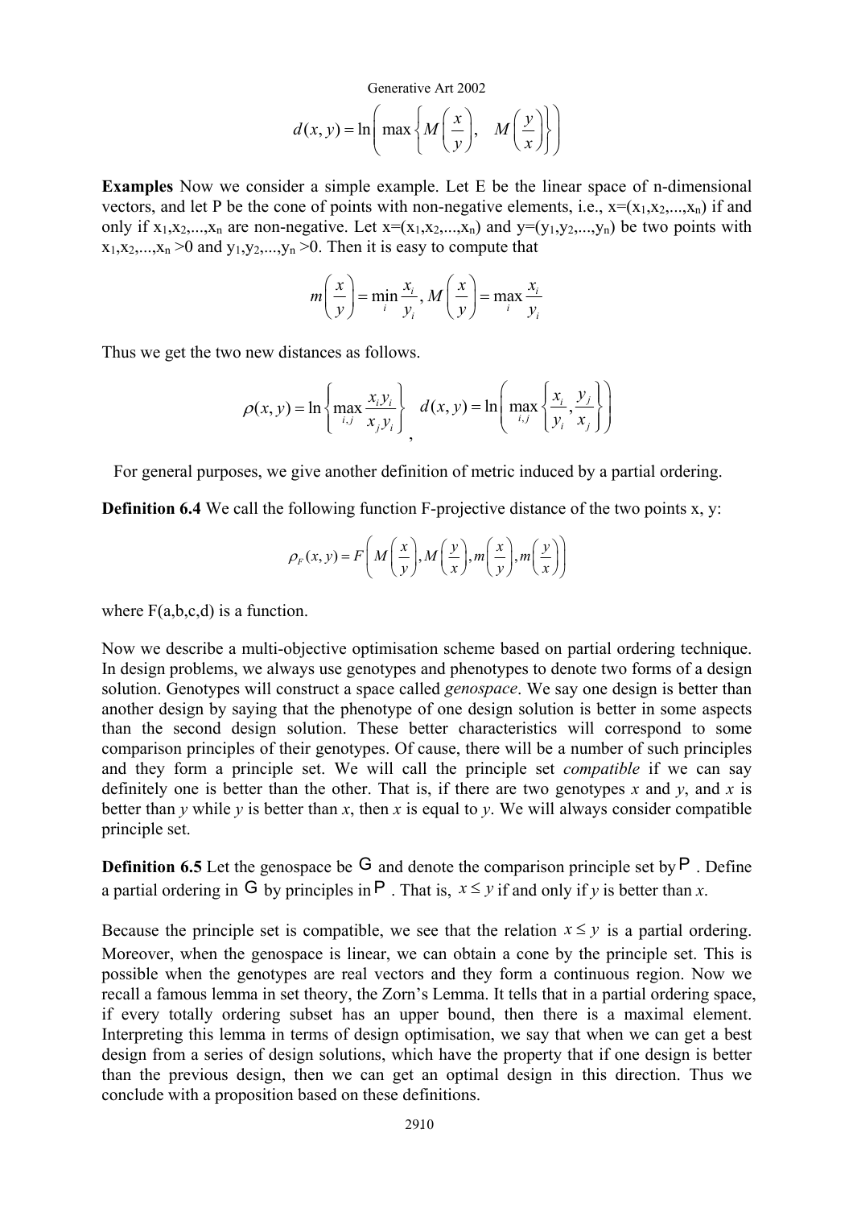$$d(x,y) = \ln\left( \max\left\{ M\left(\frac{x}{y}\right), \quad M\left(\frac{y}{x}\right) \right\} \right)$$

**Examples** Now we consider a simple example. Let E be the linear space of n-dimensional vectors, and let P be the cone of points with non-negative elements, i.e., $x=(x_1,x_2,...,x_n)$ if and only if $x_1,x_2,...,x_n$ are non-negative. Let $x=(x_1,x_2,...,x_n)$ and $y=(y_1,y_2,...,y_n)$ be two points with $x_1,x_2,...,x_n > 0$ and $y_1,y_2,...,y_n > 0$. Then it is easy to compute that

$$m\left(\frac{x}{y}\right) = \min_i \frac{x_i}{y_i}, \; M\left(\frac{x}{y}\right) = \max_i \frac{x_i}{y_i}$$

Thus we get the two new distances as follows.

$$\rho(x,y) = \ln\left\{ \max_{i,j} \frac{x_i y_i}{x_j y_i} \right\}, \quad d(x,y) = \ln\left( \max_{i,j} \left\{ \frac{x_i}{y_i}, \frac{y_j}{x_j} \right\} \right)$$

For general purposes, we give another definition of metric induced by a partial ordering.

**Definition 6.4** We call the following function F-projective distance of the two points x, y:

$$\rho_F(x,y) = F\left( M\left(\frac{x}{y}\right), M\left(\frac{y}{x}\right), m\left(\frac{x}{y}\right), m\left(\frac{y}{x}\right) \right)$$

where F(a,b,c,d) is a function.

Now we describe a multi-objective optimisation scheme based on partial ordering technique. In design problems, we always use genotypes and phenotypes to denote two forms of a design solution. Genotypes will construct a space called *genospace*. We say one design is better than another design by saying that the phenotype of one design solution is better in some aspects than the second design solution. These better characteristics will correspond to some comparison principles of their genotypes. Of cause, there will be a number of such principles and they form a principle set. We will call the principle set *compatible* if we can say definitely one is better than the other. That is, if there are two genotypes *x* and *y*, and *x* is better than *y* while *y* is better than *x*, then *x* is equal to *y*. We will always consider compatible principle set.

**Definition 6.5** Let the genospace be $\mathsf{G}$ and denote the comparison principle set by $\mathsf{P}$. Define a partial ordering in $\mathsf{G}$ by principles in $\mathsf{P}$. That is, $x \le y$ if and only if *y* is better than *x*.

Because the principle set is compatible, we see that the relation $x \le y$ is a partial ordering. Moreover, when the genospace is linear, we can obtain a cone by the principle set. This is possible when the genotypes are real vectors and they form a continuous region. Now we recall a famous lemma in set theory, the Zorn's Lemma. It tells that in a partial ordering space, if every totally ordering subset has an upper bound, then there is a maximal element. Interpreting this lemma in terms of design optimisation, we say that when we can get a best design from a series of design solutions, which have the property that if one design is better than the previous design, then we can get an optimal design in this direction. Thus we conclude with a proposition based on these definitions.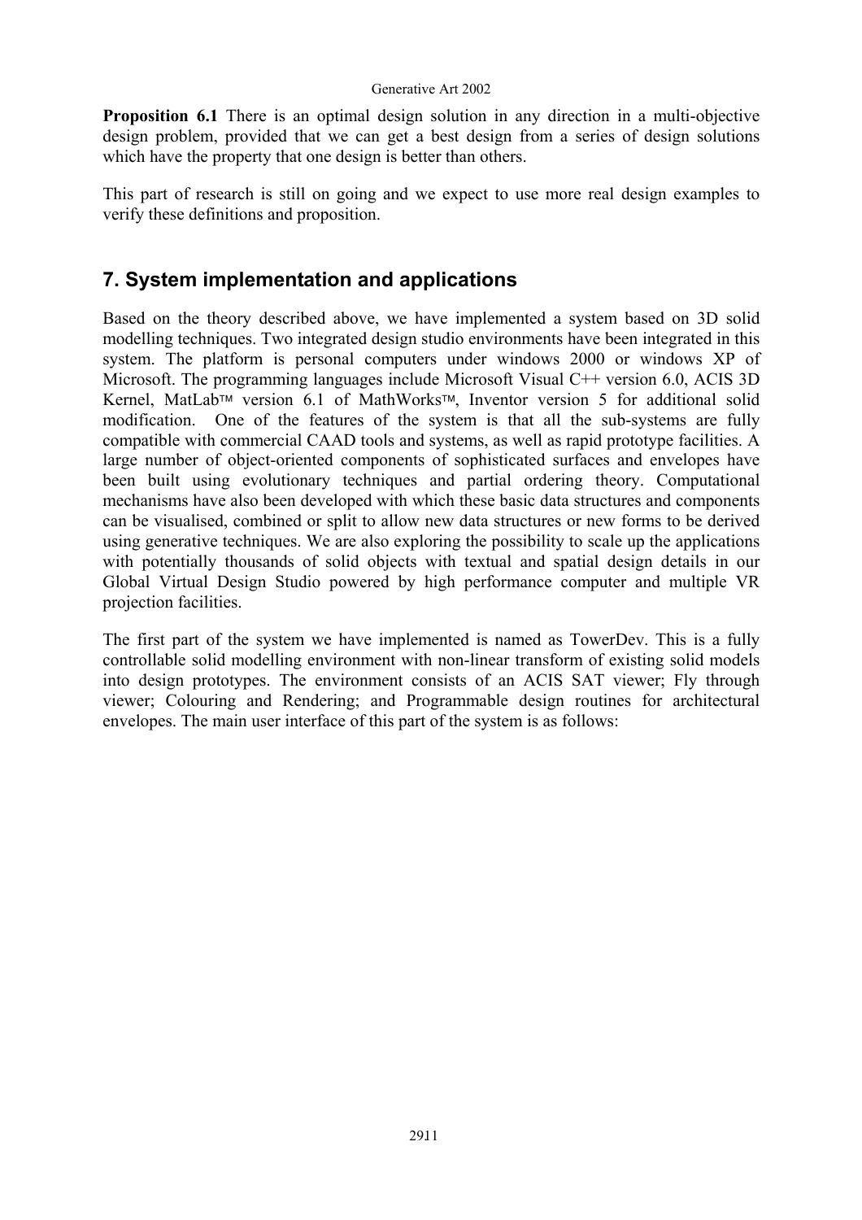**Proposition 6.1** There is an optimal design solution in any direction in a multi-objective design problem, provided that we can get a best design from a series of design solutions which have the property that one design is better than others.

This part of research is still on going and we expect to use more real design examples to verify these definitions and proposition.

## 7. System implementation and applications

Based on the theory described above, we have implemented a system based on 3D solid modelling techniques. Two integrated design studio environments have been integrated in this system. The platform is personal computers under windows 2000 or windows XP of Microsoft. The programming languages include Microsoft Visual C++ version 6.0, ACIS 3D Kernel, MatLab™ version 6.1 of MathWorks™, Inventor version 5 for additional solid modification. One of the features of the system is that all the sub-systems are fully compatible with commercial CAAD tools and systems, as well as rapid prototype facilities. A large number of object-oriented components of sophisticated surfaces and envelopes have been built using evolutionary techniques and partial ordering theory. Computational mechanisms have also been developed with which these basic data structures and components can be visualised, combined or split to allow new data structures or new forms to be derived using generative techniques. We are also exploring the possibility to scale up the applications with potentially thousands of solid objects with textual and spatial design details in our Global Virtual Design Studio powered by high performance computer and multiple VR projection facilities.

The first part of the system we have implemented is named as TowerDev. This is a fully controllable solid modelling environment with non-linear transform of existing solid models into design prototypes. The environment consists of an ACIS SAT viewer; Fly through viewer; Colouring and Rendering; and Programmable design routines for architectural envelopes. The main user interface of this part of the system is as follows: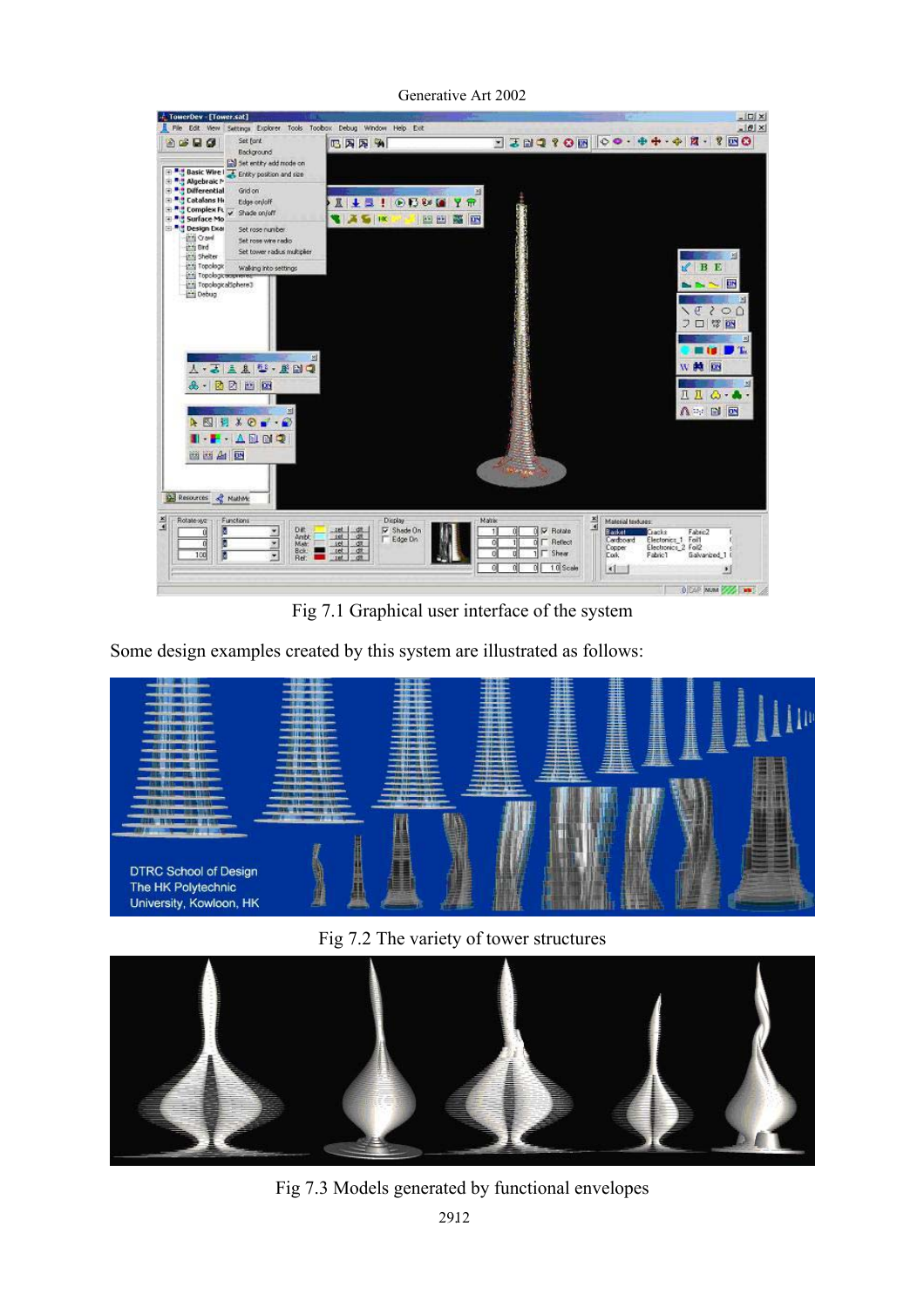Fig 7.1 Graphical user interface of the system

Some design examples created by this system are illustrated as follows:

Fig 7.2 The variety of tower structures

Fig 7.3 Models generated by functional envelopes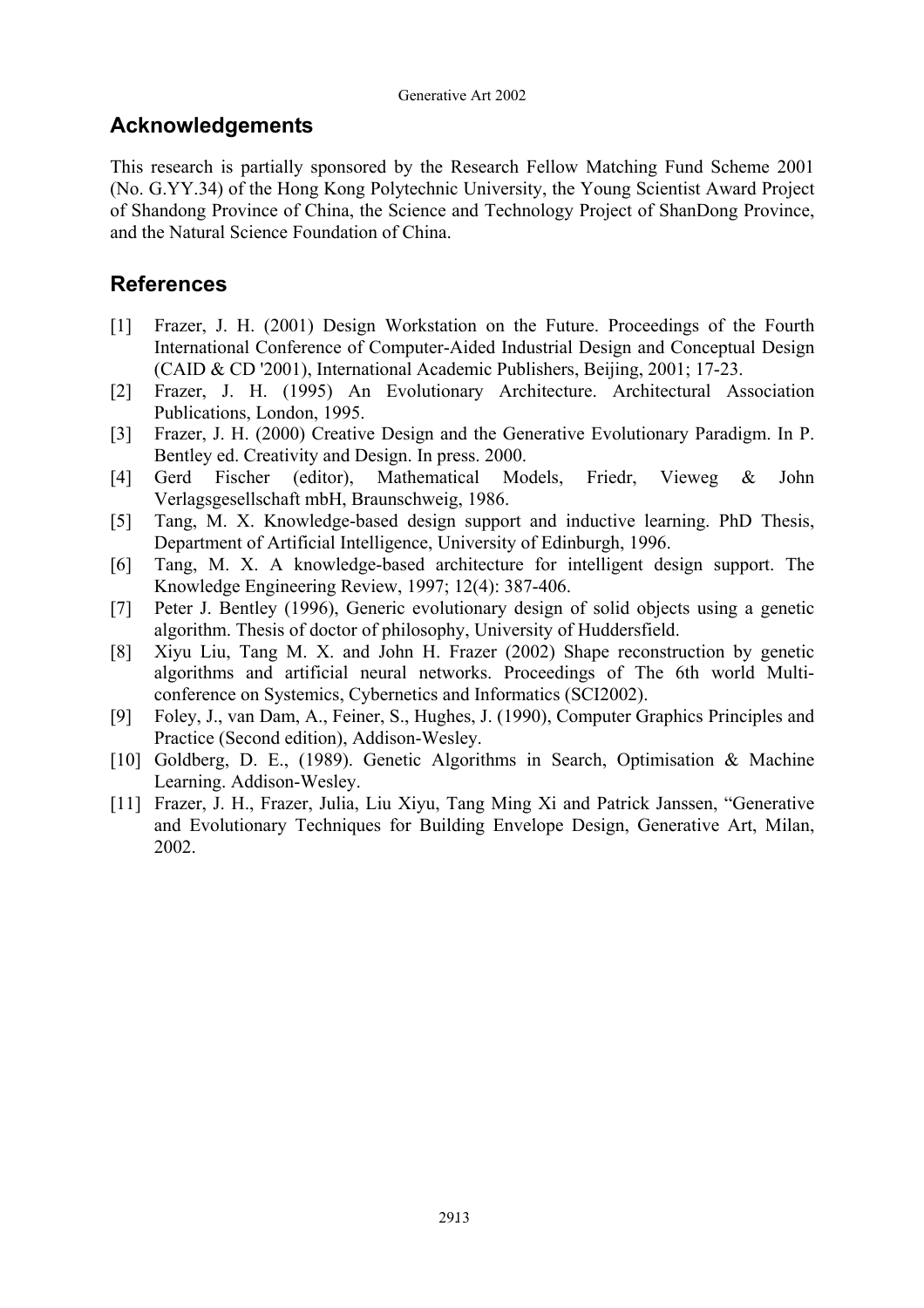## Acknowledgements

This research is partially sponsored by the Research Fellow Matching Fund Scheme 2001 (No. G.YY.34) of the Hong Kong Polytechnic University, the Young Scientist Award Project of Shandong Province of China, the Science and Technology Project of ShanDong Province, and the Natural Science Foundation of China.

## References

[1] Frazer, J. H. (2001) Design Workstation on the Future. Proceedings of the Fourth International Conference of Computer-Aided Industrial Design and Conceptual Design (CAID & CD '2001), International Academic Publishers, Beijing, 2001; 17-23.

[2] Frazer, J. H. (1995) An Evolutionary Architecture. Architectural Association Publications, London, 1995.

[3] Frazer, J. H. (2000) Creative Design and the Generative Evolutionary Paradigm. In P. Bentley ed. Creativity and Design. In press. 2000.

[4] Gerd Fischer (editor), Mathematical Models, Friedr, Vieweg & John Verlagsgesellschaft mbH, Braunschweig, 1986.

[5] Tang, M. X. Knowledge-based design support and inductive learning. PhD Thesis, Department of Artificial Intelligence, University of Edinburgh, 1996.

[6] Tang, M. X. A knowledge-based architecture for intelligent design support. The Knowledge Engineering Review, 1997; 12(4): 387-406.

[7] Peter J. Bentley (1996), Generic evolutionary design of solid objects using a genetic algorithm. Thesis of doctor of philosophy, University of Huddersfield.

[8] Xiyu Liu, Tang M. X. and John H. Frazer (2002) Shape reconstruction by genetic algorithms and artificial neural networks. Proceedings of The 6th world Multi-conference on Systemics, Cybernetics and Informatics (SCI2002).

[9] Foley, J., van Dam, A., Feiner, S., Hughes, J. (1990), Computer Graphics Principles and Practice (Second edition), Addison-Wesley.

[10] Goldberg, D. E., (1989). Genetic Algorithms in Search, Optimisation & Machine Learning. Addison-Wesley.

[11] Frazer, J. H., Frazer, Julia, Liu Xiyu, Tang Ming Xi and Patrick Janssen, "Generative and Evolutionary Techniques for Building Envelope Design, Generative Art, Milan, 2002.